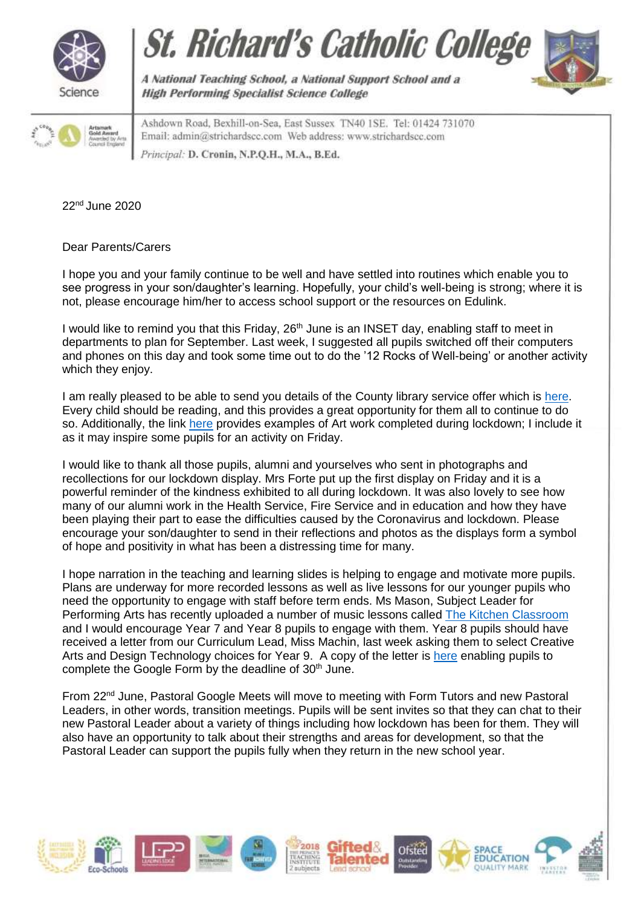# St. Richard's Catholic College

*A National Teaching School, a National Support School and a High Performing Specialist Science College*

Ashdown Road, Bexhill-on-Sea, East Sussex TN40 1SE. Tel: 01424 731070
Email: admin@strichardscc.com Web address: www.strichardscc.com
*Principal:* **D. Cronin, N.P.Q.H., M.A., B.Ed.**

22nd June 2020

Dear Parents/Carers

I hope you and your family continue to be well and have settled into routines which enable you to see progress in your son/daughter's learning. Hopefully, your child's well-being is strong; where it is not, please encourage him/her to access school support or the resources on Edulink.

I would like to remind you that this Friday, 26th June is an INSET day, enabling staff to meet in departments to plan for September. Last week, I suggested all pupils switched off their computers and phones on this day and took some time out to do the '12 Rocks of Well-being' or another activity which they enjoy.

I am really pleased to be able to send you details of the County library service offer which is here. Every child should be reading, and this provides a great opportunity for them all to continue to do so. Additionally, the link here provides examples of Art work completed during lockdown; I include it as it may inspire some pupils for an activity on Friday.

I would like to thank all those pupils, alumni and yourselves who sent in photographs and recollections for our lockdown display. Mrs Forte put up the first display on Friday and it is a powerful reminder of the kindness exhibited to all during lockdown. It was also lovely to see how many of our alumni work in the Health Service, Fire Service and in education and how they have been playing their part to ease the difficulties caused by the Coronavirus and lockdown. Please encourage your son/daughter to send in their reflections and photos as the displays form a symbol of hope and positivity in what has been a distressing time for many.

I hope narration in the teaching and learning slides is helping to engage and motivate more pupils. Plans are underway for more recorded lessons as well as live lessons for our younger pupils who need the opportunity to engage with staff before term ends. Ms Mason, Subject Leader for Performing Arts has recently uploaded a number of music lessons called The Kitchen Classroom and I would encourage Year 7 and Year 8 pupils to engage with them. Year 8 pupils should have received a letter from our Curriculum Lead, Miss Machin, last week asking them to select Creative Arts and Design Technology choices for Year 9. A copy of the letter is here enabling pupils to complete the Google Form by the deadline of 30th June.

From 22nd June, Pastoral Google Meets will move to meeting with Form Tutors and new Pastoral Leaders, in other words, transition meetings. Pupils will be sent invites so that they can chat to their new Pastoral Leader about a variety of things including how lockdown has been for them. They will also have an opportunity to talk about their strengths and areas for development, so that the Pastoral Leader can support the pupils fully when they return in the new school year.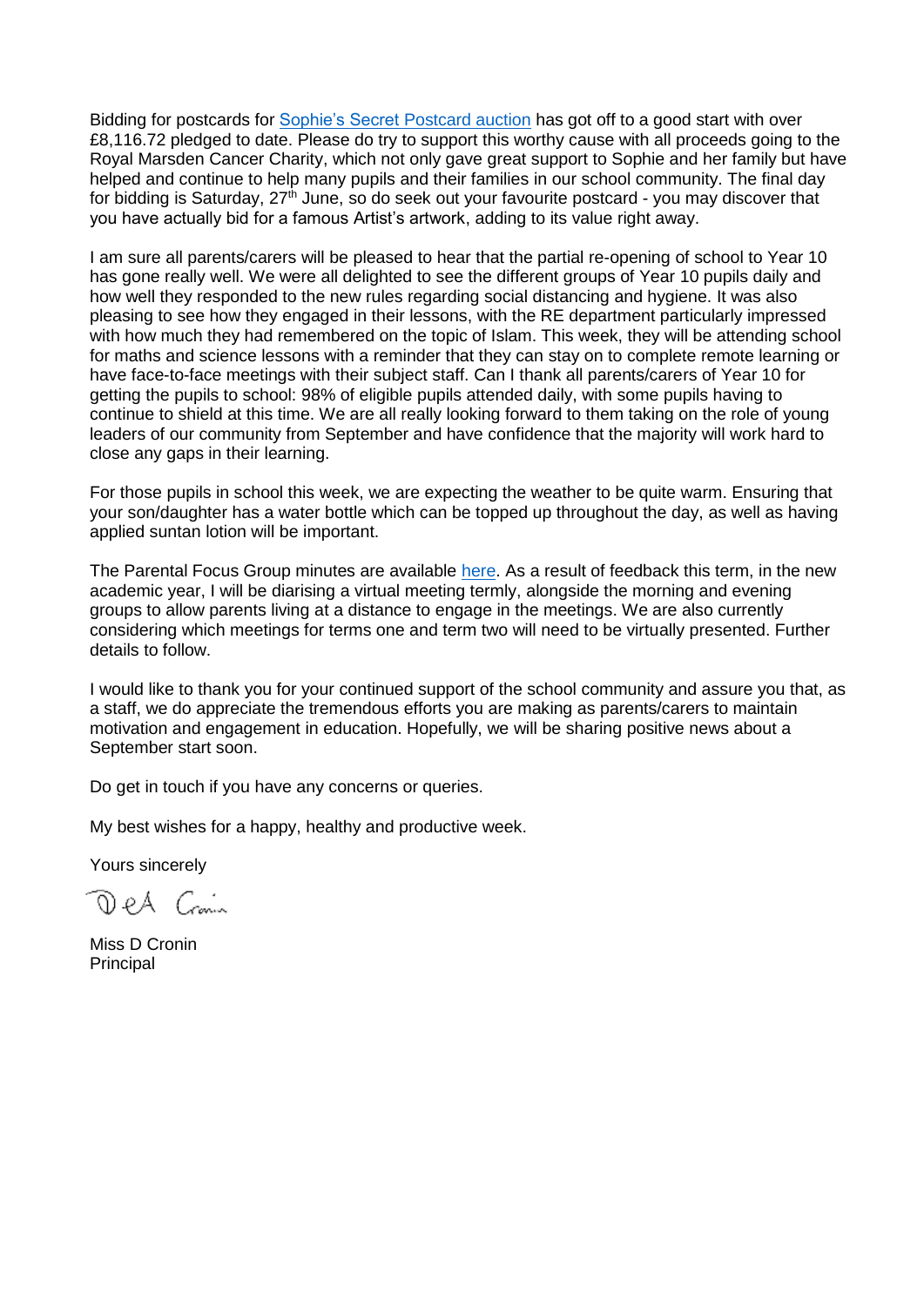Bidding for postcards for Sophie's Secret Postcard auction has got off to a good start with over £8,116.72 pledged to date. Please do try to support this worthy cause with all proceeds going to the Royal Marsden Cancer Charity, which not only gave great support to Sophie and her family but have helped and continue to help many pupils and their families in our school community. The final day for bidding is Saturday, 27th June, so do seek out your favourite postcard - you may discover that you have actually bid for a famous Artist's artwork, adding to its value right away.

I am sure all parents/carers will be pleased to hear that the partial re-opening of school to Year 10 has gone really well. We were all delighted to see the different groups of Year 10 pupils daily and how well they responded to the new rules regarding social distancing and hygiene. It was also pleasing to see how they engaged in their lessons, with the RE department particularly impressed with how much they had remembered on the topic of Islam. This week, they will be attending school for maths and science lessons with a reminder that they can stay on to complete remote learning or have face-to-face meetings with their subject staff. Can I thank all parents/carers of Year 10 for getting the pupils to school: 98% of eligible pupils attended daily, with some pupils having to continue to shield at this time. We are all really looking forward to them taking on the role of young leaders of our community from September and have confidence that the majority will work hard to close any gaps in their learning.

For those pupils in school this week, we are expecting the weather to be quite warm. Ensuring that your son/daughter has a water bottle which can be topped up throughout the day, as well as having applied suntan lotion will be important.

The Parental Focus Group minutes are available here. As a result of feedback this term, in the new academic year, I will be diarising a virtual meeting termly, alongside the morning and evening groups to allow parents living at a distance to engage in the meetings. We are also currently considering which meetings for terms one and term two will need to be virtually presented. Further details to follow.

I would like to thank you for your continued support of the school community and assure you that, as a staff, we do appreciate the tremendous efforts you are making as parents/carers to maintain motivation and engagement in education. Hopefully, we will be sharing positive news about a September start soon.

Do get in touch if you have any concerns or queries.

My best wishes for a happy, healthy and productive week.

Yours sincerely

D eA Cronin

Miss D Cronin
Principal